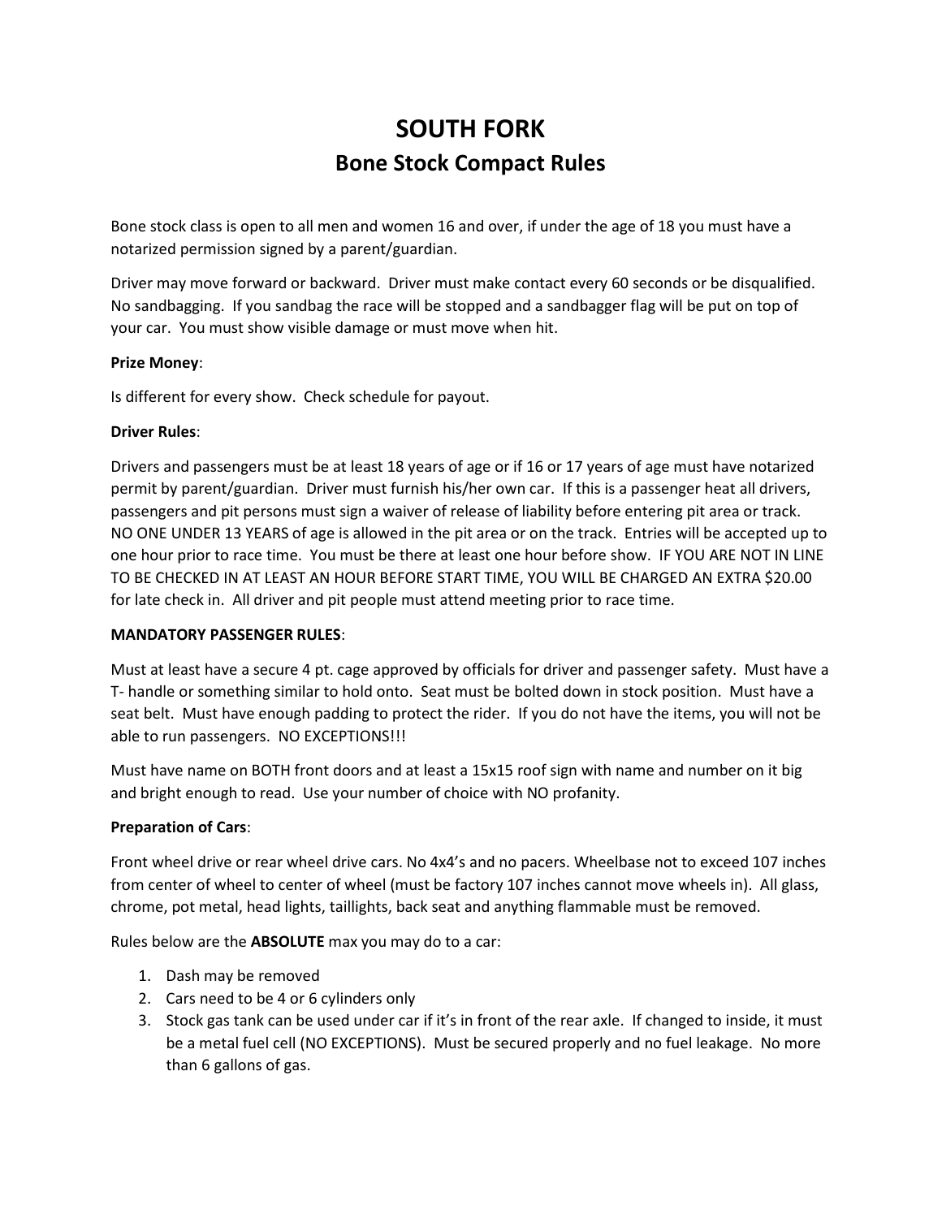# SOUTH FORK

## Bone Stock Compact Rules

Bone stock class is open to all men and women 16 and over, if under the age of 18 you must have a notarized permission signed by a parent/guardian.

Driver may move forward or backward. Driver must make contact every 60 seconds or be disqualified. No sandbagging. If you sandbag the race will be stopped and a sandbagger flag will be put on top of your car. You must show visible damage or must move when hit.

**Prize Money**:

Is different for every show. Check schedule for payout.

**Driver Rules**:

Drivers and passengers must be at least 18 years of age or if 16 or 17 years of age must have notarized permit by parent/guardian. Driver must furnish his/her own car. If this is a passenger heat all drivers, passengers and pit persons must sign a waiver of release of liability before entering pit area or track. NO ONE UNDER 13 YEARS of age is allowed in the pit area or on the track. Entries will be accepted up to one hour prior to race time. You must be there at least one hour before show. IF YOU ARE NOT IN LINE TO BE CHECKED IN AT LEAST AN HOUR BEFORE START TIME, YOU WILL BE CHARGED AN EXTRA $20.00 for late check in. All driver and pit people must attend meeting prior to race time.

**MANDATORY PASSENGER RULES**:

Must at least have a secure 4 pt. cage approved by officials for driver and passenger safety. Must have a T- handle or something similar to hold onto. Seat must be bolted down in stock position. Must have a seat belt. Must have enough padding to protect the rider. If you do not have the items, you will not be able to run passengers. NO EXCEPTIONS!!!

Must have name on BOTH front doors and at least a 15x15 roof sign with name and number on it big and bright enough to read. Use your number of choice with NO profanity.

**Preparation of Cars**:

Front wheel drive or rear wheel drive cars. No 4x4's and no pacers. Wheelbase not to exceed 107 inches from center of wheel to center of wheel (must be factory 107 inches cannot move wheels in). All glass, chrome, pot metal, head lights, taillights, back seat and anything flammable must be removed.

Rules below are the **ABSOLUTE** max you may do to a car:

1. Dash may be removed
2. Cars need to be 4 or 6 cylinders only
3. Stock gas tank can be used under car if it's in front of the rear axle. If changed to inside, it must be a metal fuel cell (NO EXCEPTIONS). Must be secured properly and no fuel leakage. No more than 6 gallons of gas.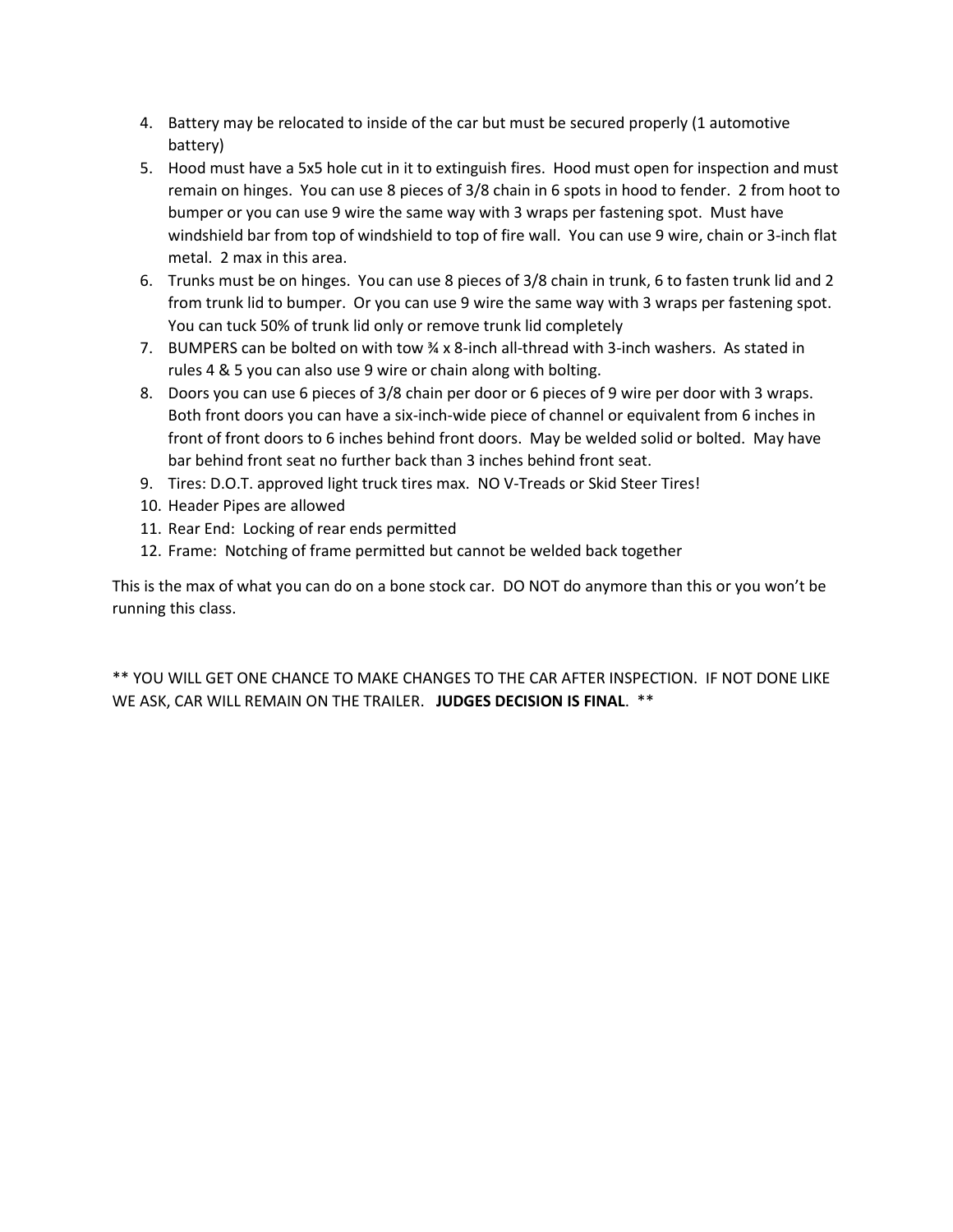4. Battery may be relocated to inside of the car but must be secured properly (1 automotive battery)
5. Hood must have a 5x5 hole cut in it to extinguish fires. Hood must open for inspection and must remain on hinges. You can use 8 pieces of 3/8 chain in 6 spots in hood to fender. 2 from hoot to bumper or you can use 9 wire the same way with 3 wraps per fastening spot. Must have windshield bar from top of windshield to top of fire wall. You can use 9 wire, chain or 3-inch flat metal. 2 max in this area.
6. Trunks must be on hinges. You can use 8 pieces of 3/8 chain in trunk, 6 to fasten trunk lid and 2 from trunk lid to bumper. Or you can use 9 wire the same way with 3 wraps per fastening spot. You can tuck 50% of trunk lid only or remove trunk lid completely
7. BUMPERS can be bolted on with tow ¾ x 8-inch all-thread with 3-inch washers. As stated in rules 4 & 5 you can also use 9 wire or chain along with bolting.
8. Doors you can use 6 pieces of 3/8 chain per door or 6 pieces of 9 wire per door with 3 wraps. Both front doors you can have a six-inch-wide piece of channel or equivalent from 6 inches in front of front doors to 6 inches behind front doors. May be welded solid or bolted. May have bar behind front seat no further back than 3 inches behind front seat.
9. Tires: D.O.T. approved light truck tires max. NO V-Treads or Skid Steer Tires!
10. Header Pipes are allowed
11. Rear End: Locking of rear ends permitted
12. Frame: Notching of frame permitted but cannot be welded back together

This is the max of what you can do on a bone stock car. DO NOT do anymore than this or you won't be running this class.

** YOU WILL GET ONE CHANCE TO MAKE CHANGES TO THE CAR AFTER INSPECTION. IF NOT DONE LIKE WE ASK, CAR WILL REMAIN ON THE TRAILER. **JUDGES DECISION IS FINAL**. **